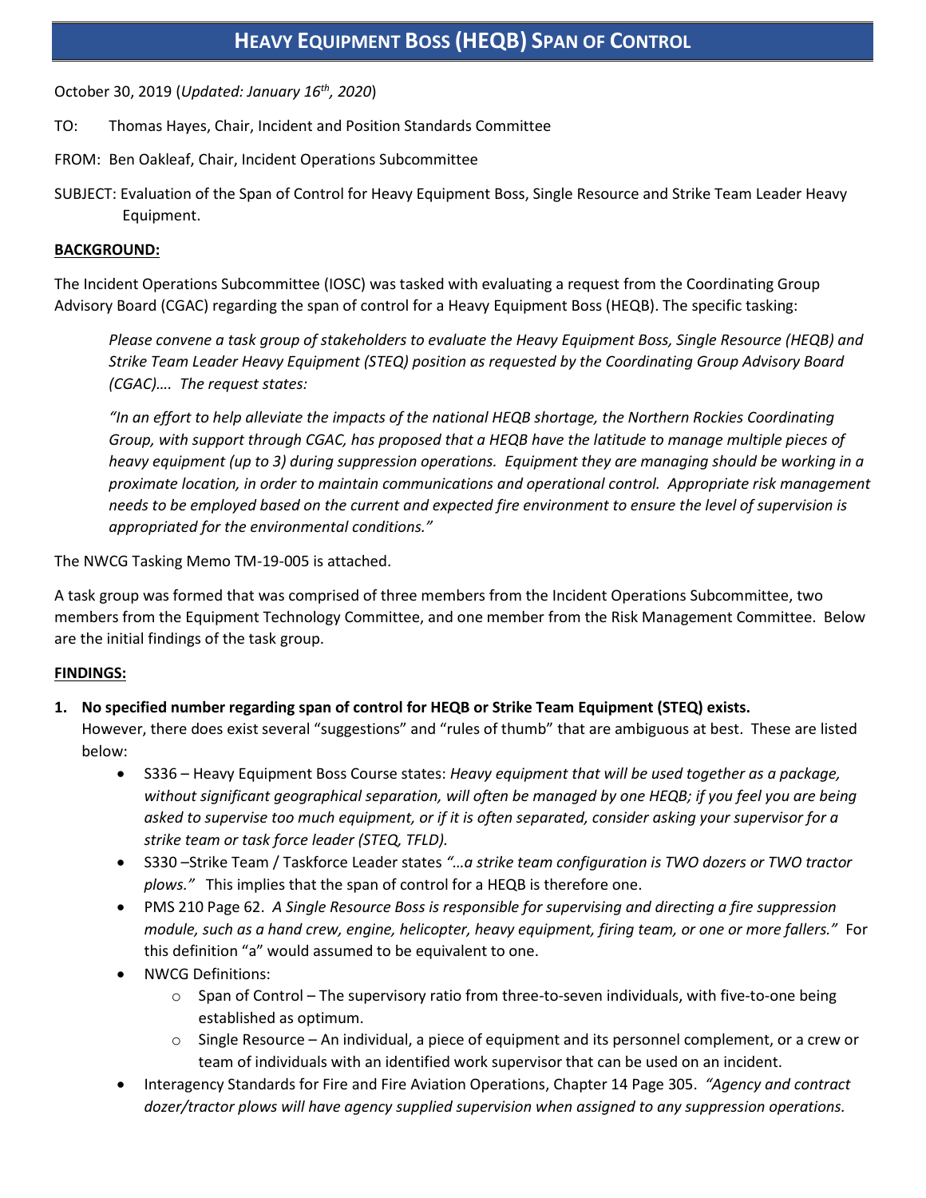# Heavy Equipment Boss (HEQB) Span of Control

October 30, 2019 (*Updated: January 16th, 2020*)

TO: Thomas Hayes, Chair, Incident and Position Standards Committee

FROM: Ben Oakleaf, Chair, Incident Operations Subcommittee

SUBJECT: Evaluation of the Span of Control for Heavy Equipment Boss, Single Resource and Strike Team Leader Heavy Equipment.

**BACKGROUND:**

The Incident Operations Subcommittee (IOSC) was tasked with evaluating a request from the Coordinating Group Advisory Board (CGAC) regarding the span of control for a Heavy Equipment Boss (HEQB). The specific tasking:

> *Please convene a task group of stakeholders to evaluate the Heavy Equipment Boss, Single Resource (HEQB) and Strike Team Leader Heavy Equipment (STEQ) position as requested by the Coordinating Group Advisory Board (CGAC)…. The request states:*
>
> *"In an effort to help alleviate the impacts of the national HEQB shortage, the Northern Rockies Coordinating Group, with support through CGAC, has proposed that a HEQB have the latitude to manage multiple pieces of heavy equipment (up to 3) during suppression operations. Equipment they are managing should be working in a proximate location, in order to maintain communications and operational control. Appropriate risk management needs to be employed based on the current and expected fire environment to ensure the level of supervision is appropriated for the environmental conditions."*

The NWCG Tasking Memo TM-19-005 is attached.

A task group was formed that was comprised of three members from the Incident Operations Subcommittee, two members from the Equipment Technology Committee, and one member from the Risk Management Committee. Below are the initial findings of the task group.

**FINDINGS:**

1. **No specified number regarding span of control for HEQB or Strike Team Equipment (STEQ) exists.**
   However, there does exist several "suggestions" and "rules of thumb" that are ambiguous at best. These are listed below:
   - S336 – Heavy Equipment Boss Course states: *Heavy equipment that will be used together as a package, without significant geographical separation, will often be managed by one HEQB; if you feel you are being asked to supervise too much equipment, or if it is often separated, consider asking your supervisor for a strike team or task force leader (STEQ, TFLD).*
   - S330 –Strike Team / Taskforce Leader states *"…a strike team configuration is TWO dozers or TWO tractor plows."* This implies that the span of control for a HEQB is therefore one.
   - PMS 210 Page 62. *A Single Resource Boss is responsible for supervising and directing a fire suppression module, such as a hand crew, engine, helicopter, heavy equipment, firing team, or one or more fallers."* For this definition "a" would assumed to be equivalent to one.
   - NWCG Definitions:
     - Span of Control – The supervisory ratio from three-to-seven individuals, with five-to-one being established as optimum.
     - Single Resource – An individual, a piece of equipment and its personnel complement, or a crew or team of individuals with an identified work supervisor that can be used on an incident.
   - Interagency Standards for Fire and Fire Aviation Operations, Chapter 14 Page 305. *"Agency and contract dozer/tractor plows will have agency supplied supervision when assigned to any suppression operations.*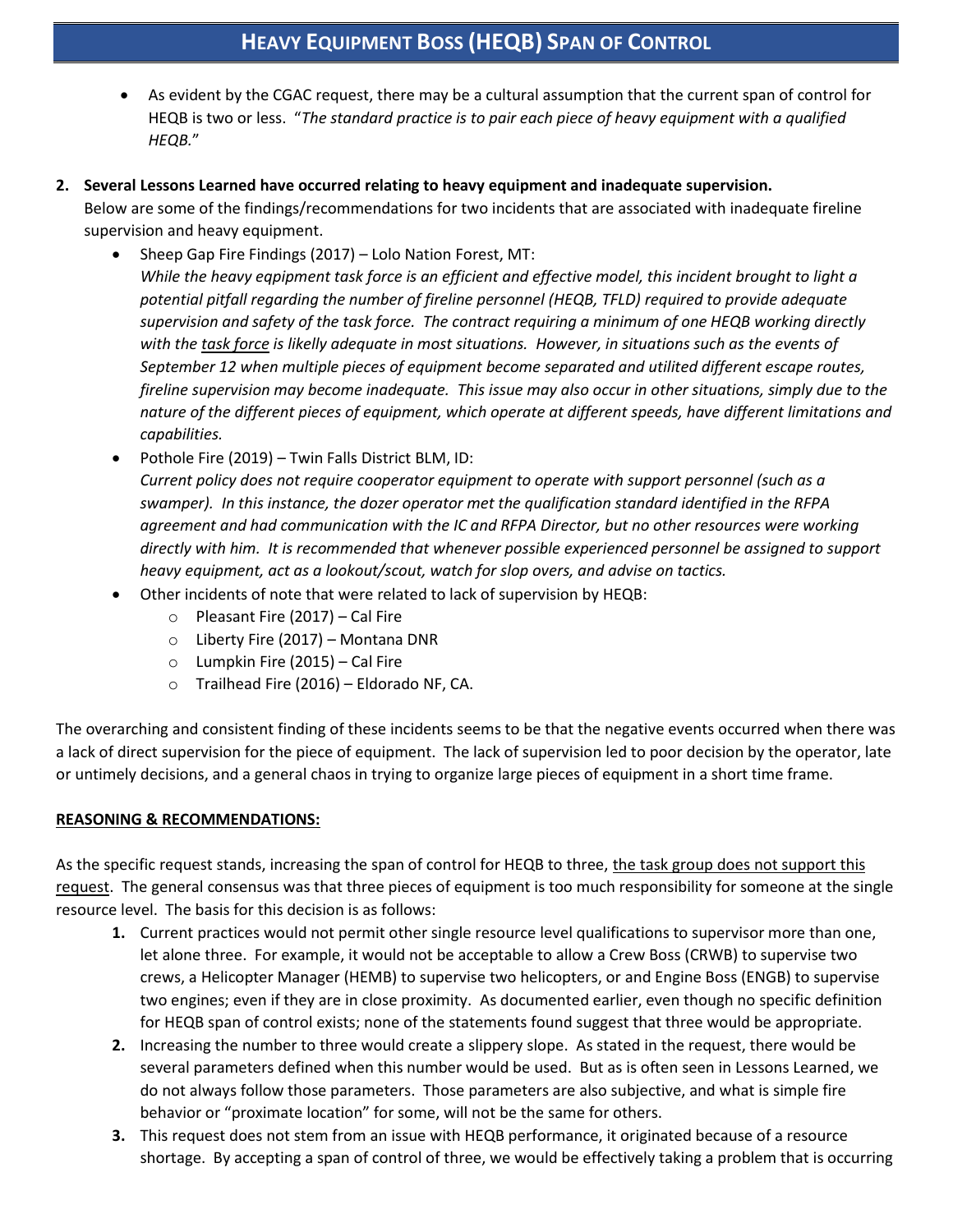# HEAVY EQUIPMENT BOSS (HEQB) SPAN OF CONTROL

- As evident by the CGAC request, there may be a cultural assumption that the current span of control for HEQB is two or less. "*The standard practice is to pair each piece of heavy equipment with a qualified HEQB.*"

**2. Several Lessons Learned have occurred relating to heavy equipment and inadequate supervision.**

Below are some of the findings/recommendations for two incidents that are associated with inadequate fireline supervision and heavy equipment.

- Sheep Gap Fire Findings (2017) – Lolo Nation Forest, MT:
  *While the heavy eqpipment task force is an efficient and effective model, this incident brought to light a potential pitfall regarding the number of fireline personnel (HEQB, TFLD) required to provide adequate supervision and safety of the task force. The contract requiring a minimum of one HEQB working directly with the task force is likelly adequate in most situations. However, in situations such as the events of September 12 when multiple pieces of equipment become separated and utilited different escape routes, fireline supervision may become inadequate. This issue may also occur in other situations, simply due to the nature of the different pieces of equipment, which operate at different speeds, have different limitations and capabilities.*
- Pothole Fire (2019) – Twin Falls District BLM, ID:
  *Current policy does not require cooperator equipment to operate with support personnel (such as a swamper). In this instance, the dozer operator met the qualification standard identified in the RFPA agreement and had communication with the IC and RFPA Director, but no other resources were working directly with him. It is recommended that whenever possible experienced personnel be assigned to support heavy equipment, act as a lookout/scout, watch for slop overs, and advise on tactics.*
- Other incidents of note that were related to lack of supervision by HEQB:
  - Pleasant Fire (2017) – Cal Fire
  - Liberty Fire (2017) – Montana DNR
  - Lumpkin Fire (2015) – Cal Fire
  - Trailhead Fire (2016) – Eldorado NF, CA.

The overarching and consistent finding of these incidents seems to be that the negative events occurred when there was a lack of direct supervision for the piece of equipment. The lack of supervision led to poor decision by the operator, late or untimely decisions, and a general chaos in trying to organize large pieces of equipment in a short time frame.

**REASONING & RECOMMENDATIONS:**

As the specific request stands, increasing the span of control for HEQB to three, the task group does not support this request. The general consensus was that three pieces of equipment is too much responsibility for someone at the single resource level. The basis for this decision is as follows:

1. Current practices would not permit other single resource level qualifications to supervisor more than one, let alone three. For example, it would not be acceptable to allow a Crew Boss (CRWB) to supervise two crews, a Helicopter Manager (HEMB) to supervise two helicopters, or and Engine Boss (ENGB) to supervise two engines; even if they are in close proximity. As documented earlier, even though no specific definition for HEQB span of control exists; none of the statements found suggest that three would be appropriate.
2. Increasing the number to three would create a slippery slope. As stated in the request, there would be several parameters defined when this number would be used. But as is often seen in Lessons Learned, we do not always follow those parameters. Those parameters are also subjective, and what is simple fire behavior or "proximate location" for some, will not be the same for others.
3. This request does not stem from an issue with HEQB performance, it originated because of a resource shortage. By accepting a span of control of three, we would be effectively taking a problem that is occurring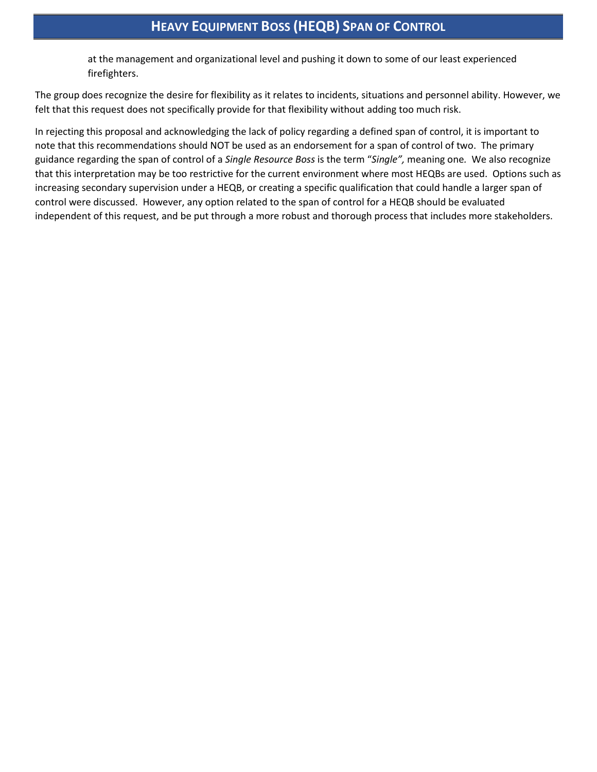at the management and organizational level and pushing it down to some of our least experienced firefighters.

The group does recognize the desire for flexibility as it relates to incidents, situations and personnel ability. However, we felt that this request does not specifically provide for that flexibility without adding too much risk.

In rejecting this proposal and acknowledging the lack of policy regarding a defined span of control, it is important to note that this recommendations should NOT be used as an endorsement for a span of control of two. The primary guidance regarding the span of control of a *Single Resource Boss* is the term "*Single",* meaning one. We also recognize that this interpretation may be too restrictive for the current environment where most HEQBs are used. Options such as increasing secondary supervision under a HEQB, or creating a specific qualification that could handle a larger span of control were discussed. However, any option related to the span of control for a HEQB should be evaluated independent of this request, and be put through a more robust and thorough process that includes more stakeholders.